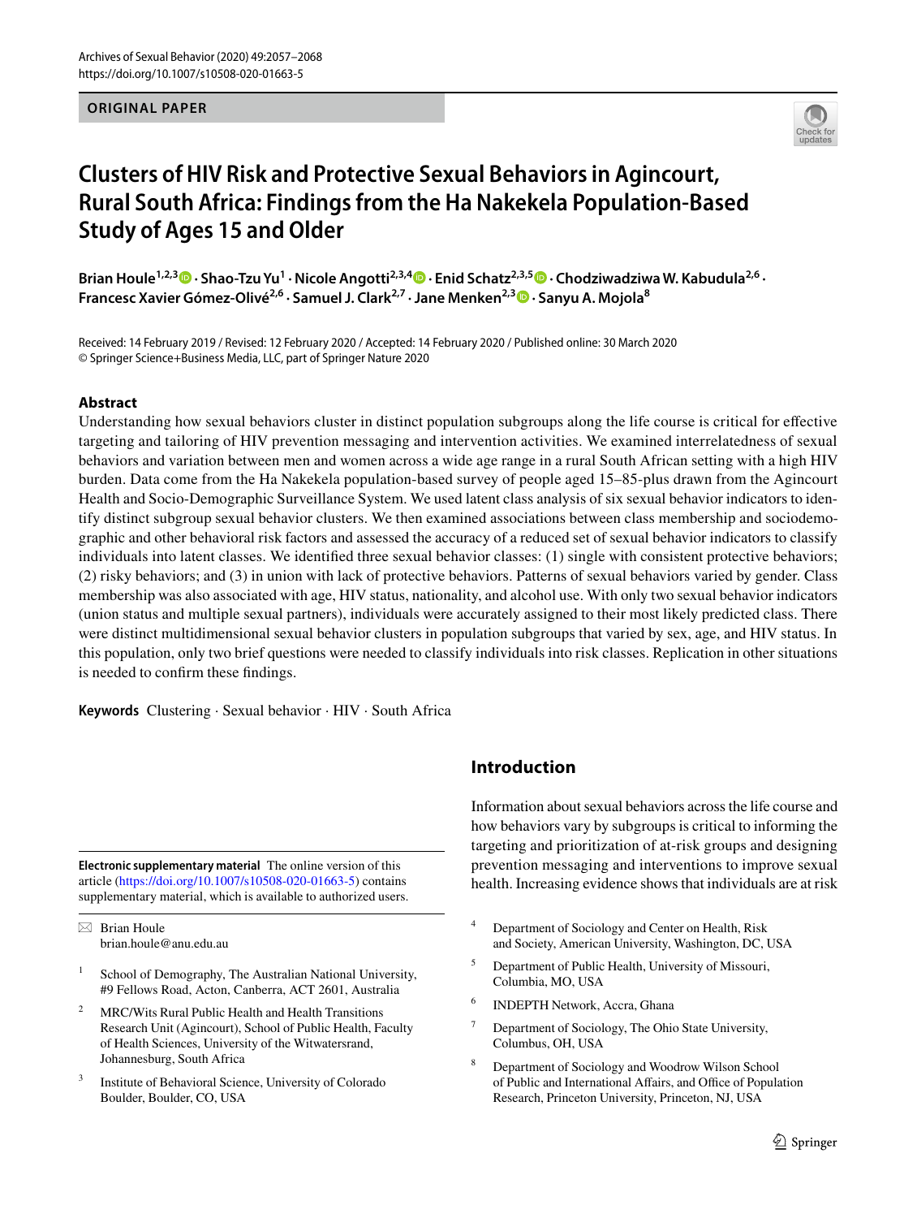ORIGINAL PAPER

# Clusters of HIV Risk and Protective Sexual Behaviors in Agincourt, Rural South Africa: Findings from the Ha Nakekela Population-Based Study of Ages 15 and Older

**Brian Houle[1,2,3] · Shao-Tzu Yu[1] · Nicole Angotti[2,3,4] · Enid Schatz[2,3,5] · Chodziwadziwa W. Kabudula[2,6] · Francesc Xavier Gómez-Olivé[2,6] · Samuel J. Clark[2,7] · Jane Menken[2,3] · Sanyu A. Mojola[8]**

Received: 14 February 2019 / Revised: 12 February 2020 / Accepted: 14 February 2020 / Published online: 30 March 2020
© Springer Science+Business Media, LLC, part of Springer Nature 2020

## Abstract

Understanding how sexual behaviors cluster in distinct population subgroups along the life course is critical for effective targeting and tailoring of HIV prevention messaging and intervention activities. We examined interrelatedness of sexual behaviors and variation between men and women across a wide age range in a rural South African setting with a high HIV burden. Data come from the Ha Nakekela population-based survey of people aged 15–85-plus drawn from the Agincourt Health and Socio-Demographic Surveillance System. We used latent class analysis of six sexual behavior indicators to identify distinct subgroup sexual behavior clusters. We then examined associations between class membership and sociodemographic and other behavioral risk factors and assessed the accuracy of a reduced set of sexual behavior indicators to classify individuals into latent classes. We identified three sexual behavior classes: (1) single with consistent protective behaviors; (2) risky behaviors; and (3) in union with lack of protective behaviors. Patterns of sexual behaviors varied by gender. Class membership was also associated with age, HIV status, nationality, and alcohol use. With only two sexual behavior indicators (union status and multiple sexual partners), individuals were accurately assigned to their most likely predicted class. There were distinct multidimensional sexual behavior clusters in population subgroups that varied by sex, age, and HIV status. In this population, only two brief questions were needed to classify individuals into risk classes. Replication in other situations is needed to confirm these findings.

**Keywords** Clustering · Sexual behavior · HIV · South Africa

## Introduction

Information about sexual behaviors across the life course and how behaviors vary by subgroups is critical to informing the targeting and prioritization of at-risk groups and designing prevention messaging and interventions to improve sexual health. Increasing evidence shows that individuals are at risk

---

**Electronic supplementary material** The online version of this article (https://doi.org/10.1007/s10508-020-01663-5) contains supplementary material, which is available to authorized users.

✉ Brian Houle
brian.houle@anu.edu.au

1 School of Demography, The Australian National University, #9 Fellows Road, Acton, Canberra, ACT 2601, Australia

2 MRC/Wits Rural Public Health and Health Transitions Research Unit (Agincourt), School of Public Health, Faculty of Health Sciences, University of the Witwatersrand, Johannesburg, South Africa

3 Institute of Behavioral Science, University of Colorado Boulder, Boulder, CO, USA

4 Department of Sociology and Center on Health, Risk and Society, American University, Washington, DC, USA

5 Department of Public Health, University of Missouri, Columbia, MO, USA

6 INDEPTH Network, Accra, Ghana

7 Department of Sociology, The Ohio State University, Columbus, OH, USA

8 Department of Sociology and Woodrow Wilson School of Public and International Affairs, and Office of Population Research, Princeton University, Princeton, NJ, USA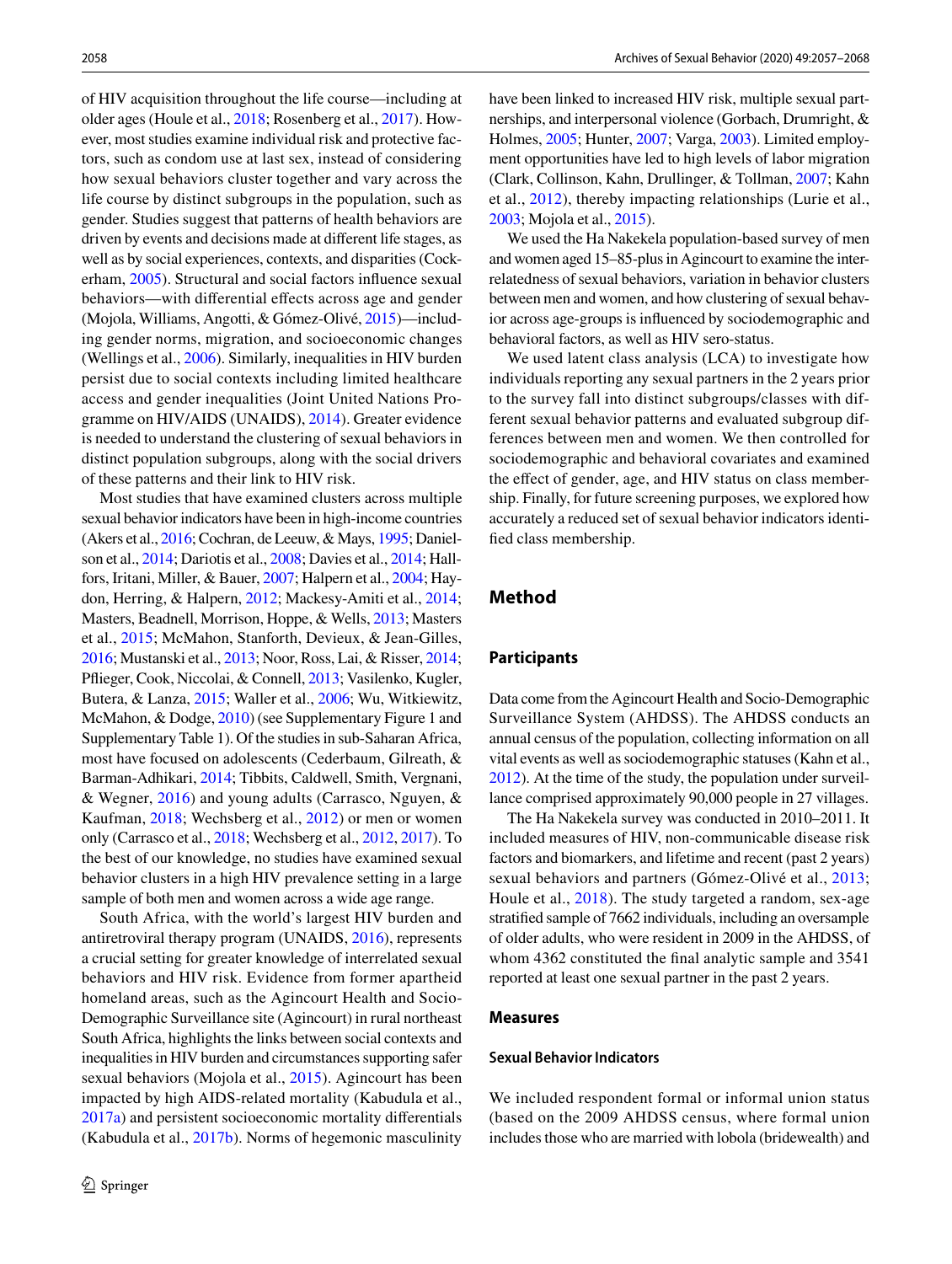of HIV acquisition throughout the life course—including at older ages (Houle et al., 2018; Rosenberg et al., 2017). However, most studies examine individual risk and protective factors, such as condom use at last sex, instead of considering how sexual behaviors cluster together and vary across the life course by distinct subgroups in the population, such as gender. Studies suggest that patterns of health behaviors are driven by events and decisions made at different life stages, as well as by social experiences, contexts, and disparities (Cockerham, 2005). Structural and social factors influence sexual behaviors—with differential effects across age and gender (Mojola, Williams, Angotti, & Gómez-Olivé, 2015)—including gender norms, migration, and socioeconomic changes (Wellings et al., 2006). Similarly, inequalities in HIV burden persist due to social contexts including limited healthcare access and gender inequalities (Joint United Nations Programme on HIV/AIDS (UNAIDS), 2014). Greater evidence is needed to understand the clustering of sexual behaviors in distinct population subgroups, along with the social drivers of these patterns and their link to HIV risk.

Most studies that have examined clusters across multiple sexual behavior indicators have been in high-income countries (Akers et al., 2016; Cochran, de Leeuw, & Mays, 1995; Danielson et al., 2014; Dariotis et al., 2008; Davies et al., 2014; Hallfors, Iritani, Miller, & Bauer, 2007; Halpern et al., 2004; Haydon, Herring, & Halpern, 2012; Mackesy-Amiti et al., 2014; Masters, Beadnell, Morrison, Hoppe, & Wells, 2013; Masters et al., 2015; McMahon, Stanforth, Devieux, & Jean-Gilles, 2016; Mustanski et al., 2013; Noor, Ross, Lai, & Risser, 2014; Pflieger, Cook, Niccolai, & Connell, 2013; Vasilenko, Kugler, Butera, & Lanza, 2015; Waller et al., 2006; Wu, Witkiewitz, McMahon, & Dodge, 2010) (see Supplementary Figure 1 and Supplementary Table 1). Of the studies in sub-Saharan Africa, most have focused on adolescents (Cederbaum, Gilreath, & Barman-Adhikari, 2014; Tibbits, Caldwell, Smith, Vergnani, & Wegner, 2016) and young adults (Carrasco, Nguyen, & Kaufman, 2018; Wechsberg et al., 2012) or men or women only (Carrasco et al., 2018; Wechsberg et al., 2012, 2017). To the best of our knowledge, no studies have examined sexual behavior clusters in a high HIV prevalence setting in a large sample of both men and women across a wide age range.

South Africa, with the world's largest HIV burden and antiretroviral therapy program (UNAIDS, 2016), represents a crucial setting for greater knowledge of interrelated sexual behaviors and HIV risk. Evidence from former apartheid homeland areas, such as the Agincourt Health and Socio-Demographic Surveillance site (Agincourt) in rural northeast South Africa, highlights the links between social contexts and inequalities in HIV burden and circumstances supporting safer sexual behaviors (Mojola et al., 2015). Agincourt has been impacted by high AIDS-related mortality (Kabudula et al., 2017a) and persistent socioeconomic mortality differentials (Kabudula et al., 2017b). Norms of hegemonic masculinity have been linked to increased HIV risk, multiple sexual partnerships, and interpersonal violence (Gorbach, Drumright, & Holmes, 2005; Hunter, 2007; Varga, 2003). Limited employment opportunities have led to high levels of labor migration (Clark, Collinson, Kahn, Drullinger, & Tollman, 2007; Kahn et al., 2012), thereby impacting relationships (Lurie et al., 2003; Mojola et al., 2015).

We used the Ha Nakekela population-based survey of men and women aged 15–85-plus in Agincourt to examine the interrelatedness of sexual behaviors, variation in behavior clusters between men and women, and how clustering of sexual behavior across age-groups is influenced by sociodemographic and behavioral factors, as well as HIV sero-status.

We used latent class analysis (LCA) to investigate how individuals reporting any sexual partners in the 2 years prior to the survey fall into distinct subgroups/classes with different sexual behavior patterns and evaluated subgroup differences between men and women. We then controlled for sociodemographic and behavioral covariates and examined the effect of gender, age, and HIV status on class membership. Finally, for future screening purposes, we explored how accurately a reduced set of sexual behavior indicators identified class membership.

## Method

### Participants

Data come from the Agincourt Health and Socio-Demographic Surveillance System (AHDSS). The AHDSS conducts an annual census of the population, collecting information on all vital events as well as sociodemographic statuses (Kahn et al., 2012). At the time of the study, the population under surveillance comprised approximately 90,000 people in 27 villages.

The Ha Nakekela survey was conducted in 2010–2011. It included measures of HIV, non-communicable disease risk factors and biomarkers, and lifetime and recent (past 2 years) sexual behaviors and partners (Gómez-Olivé et al., 2013; Houle et al., 2018). The study targeted a random, sex-age stratified sample of 7662 individuals, including an oversample of older adults, who were resident in 2009 in the AHDSS, of whom 4362 constituted the final analytic sample and 3541 reported at least one sexual partner in the past 2 years.

### Measures

#### Sexual Behavior Indicators

We included respondent formal or informal union status (based on the 2009 AHDSS census, where formal union includes those who are married with lobola (bridewealth) and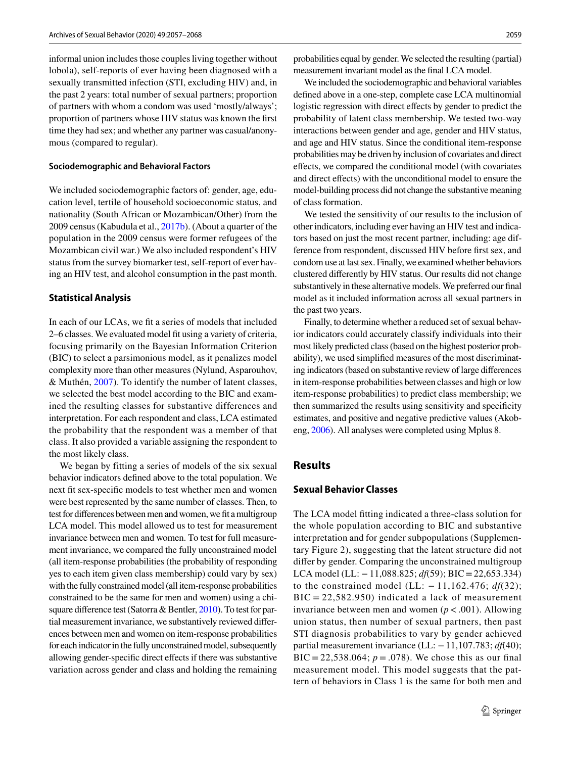informal union includes those couples living together without lobola), self-reports of ever having been diagnosed with a sexually transmitted infection (STI, excluding HIV) and, in the past 2 years: total number of sexual partners; proportion of partners with whom a condom was used 'mostly/always'; proportion of partners whose HIV status was known the first time they had sex; and whether any partner was casual/anonymous (compared to regular).

#### Sociodemographic and Behavioral Factors

We included sociodemographic factors of: gender, age, education level, tertile of household socioeconomic status, and nationality (South African or Mozambican/Other) from the 2009 census (Kabudula et al., 2017b). (About a quarter of the population in the 2009 census were former refugees of the Mozambican civil war.) We also included respondent's HIV status from the survey biomarker test, self-report of ever having an HIV test, and alcohol consumption in the past month.

### Statistical Analysis

In each of our LCAs, we fit a series of models that included 2–6 classes. We evaluated model fit using a variety of criteria, focusing primarily on the Bayesian Information Criterion (BIC) to select a parsimonious model, as it penalizes model complexity more than other measures (Nylund, Asparouhov, & Muthén, 2007). To identify the number of latent classes, we selected the best model according to the BIC and examined the resulting classes for substantive differences and interpretation. For each respondent and class, LCA estimated the probability that the respondent was a member of that class. It also provided a variable assigning the respondent to the most likely class.

We began by fitting a series of models of the six sexual behavior indicators defined above to the total population. We next fit sex-specific models to test whether men and women were best represented by the same number of classes. Then, to test for differences between men and women, we fit a multigroup LCA model. This model allowed us to test for measurement invariance between men and women. To test for full measurement invariance, we compared the fully unconstrained model (all item-response probabilities (the probability of responding yes to each item given class membership) could vary by sex) with the fully constrained model (all item-response probabilities constrained to be the same for men and women) using a chi-square difference test (Satorra & Bentler, 2010). To test for partial measurement invariance, we substantively reviewed differences between men and women on item-response probabilities for each indicator in the fully unconstrained model, subsequently allowing gender-specific direct effects if there was substantive variation across gender and class and holding the remaining probabilities equal by gender. We selected the resulting (partial) measurement invariant model as the final LCA model.

We included the sociodemographic and behavioral variables defined above in a one-step, complete case LCA multinomial logistic regression with direct effects by gender to predict the probability of latent class membership. We tested two-way interactions between gender and age, gender and HIV status, and age and HIV status. Since the conditional item-response probabilities may be driven by inclusion of covariates and direct effects, we compared the conditional model (with covariates and direct effects) with the unconditional model to ensure the model-building process did not change the substantive meaning of class formation.

We tested the sensitivity of our results to the inclusion of other indicators, including ever having an HIV test and indicators based on just the most recent partner, including: age difference from respondent, discussed HIV before first sex, and condom use at last sex. Finally, we examined whether behaviors clustered differently by HIV status. Our results did not change substantively in these alternative models. We preferred our final model as it included information across all sexual partners in the past two years.

Finally, to determine whether a reduced set of sexual behavior indicators could accurately classify individuals into their most likely predicted class (based on the highest posterior probability), we used simplified measures of the most discriminating indicators (based on substantive review of large differences in item-response probabilities between classes and high or low item-response probabilities) to predict class membership; we then summarized the results using sensitivity and specificity estimates, and positive and negative predictive values (Akobeng, 2006). All analyses were completed using Mplus 8.

## Results

### Sexual Behavior Classes

The LCA model fitting indicated a three-class solution for the whole population according to BIC and substantive interpretation and for gender subpopulations (Supplementary Figure 2), suggesting that the latent structure did not differ by gender. Comparing the unconstrained multigroup LCA model (LL: $-11{,}088.825$; *df*(59); BIC $= 22{,}653.334$) to the constrained model (LL: $-11{,}162.476$; *df*(32); BIC $= 22{,}582.950$) indicated a lack of measurement invariance between men and women ($p < .001$). Allowing union status, then number of sexual partners, then past STI diagnosis probabilities to vary by gender achieved partial measurement invariance (LL: $-11{,}107.783$; *df*(40); BIC $= 22{,}538.064$; $p = .078$). We chose this as our final measurement model. This model suggests that the pattern of behaviors in Class 1 is the same for both men and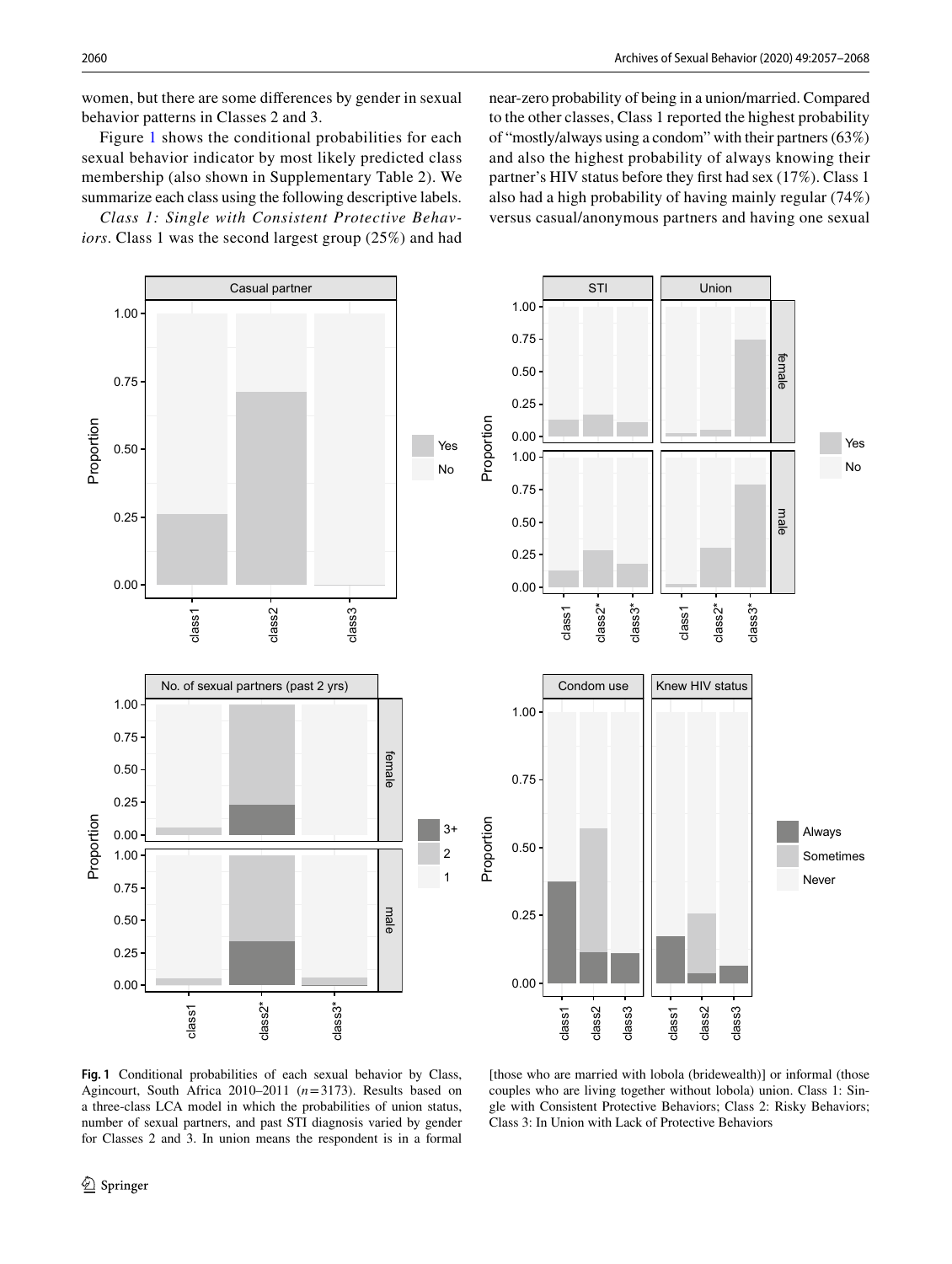women, but there are some differences by gender in sexual behavior patterns in Classes 2 and 3.

Figure 1 shows the conditional probabilities for each sexual behavior indicator by most likely predicted class membership (also shown in Supplementary Table 2). We summarize each class using the following descriptive labels.

*Class 1: Single with Consistent Protective Behaviors*. Class 1 was the second largest group (25%) and had near-zero probability of being in a union/married. Compared to the other classes, Class 1 reported the highest probability of "mostly/always using a condom" with their partners (63%) and also the highest probability of always knowing their partner's HIV status before they first had sex (17%). Class 1 also had a high probability of having mainly regular (74%) versus casual/anonymous partners and having one sexual

**Fig. 1** Conditional probabilities of each sexual behavior by Class, Agincourt, South Africa 2010–2011 ($n=3173$). Results based on a three-class LCA model in which the probabilities of union status, number of sexual partners, and past STI diagnosis varied by gender for Classes 2 and 3. In union means the respondent is in a formal [those who are married with lobola (bridewealth)] or informal (those couples who are living together without lobola) union. Class 1: Single with Consistent Protective Behaviors; Class 2: Risky Behaviors; Class 3: In Union with Lack of Protective Behaviors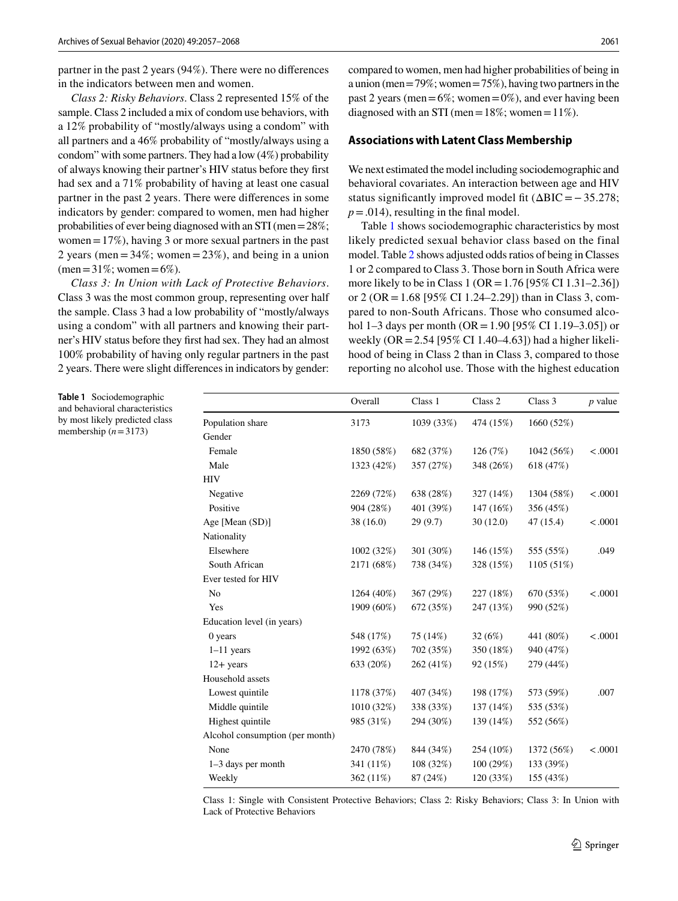partner in the past 2 years (94%). There were no differences in the indicators between men and women.

*Class 2: Risky Behaviors*. Class 2 represented 15% of the sample. Class 2 included a mix of condom use behaviors, with a 12% probability of "mostly/always using a condom" with all partners and a 46% probability of "mostly/always using a condom" with some partners. They had a low (4%) probability of always knowing their partner's HIV status before they first had sex and a 71% probability of having at least one casual partner in the past 2 years. There were differences in some indicators by gender: compared to women, men had higher probabilities of ever being diagnosed with an STI (men = 28%; women = 17%), having 3 or more sexual partners in the past 2 years (men = 34%; women = 23%), and being in a union (men = 31%; women = 6%).

*Class 3: In Union with Lack of Protective Behaviors*. Class 3 was the most common group, representing over half the sample. Class 3 had a low probability of "mostly/always using a condom" with all partners and knowing their partner's HIV status before they first had sex. They had an almost 100% probability of having only regular partners in the past 2 years. There were slight differences in indicators by gender: compared to women, men had higher probabilities of being in a union (men = 79%; women = 75%), having two partners in the past 2 years (men = 6%; women = 0%), and ever having been diagnosed with an STI (men = 18%; women = 11%).

## Associations with Latent Class Membership

We next estimated the model including sociodemographic and behavioral covariates. An interaction between age and HIV status significantly improved model fit ($\Delta BIC = -35.278$; $p = .014$), resulting in the final model.

Table 1 shows sociodemographic characteristics by most likely predicted sexual behavior class based on the final model. Table 2 shows adjusted odds ratios of being in Classes 1 or 2 compared to Class 3. Those born in South Africa were more likely to be in Class 1 (OR = 1.76 [95% CI 1.31–2.36]) or 2 (OR = 1.68 [95% CI 1.24–2.29]) than in Class 3, compared to non-South Africans. Those who consumed alcohol 1–3 days per month (OR = 1.90 [95% CI 1.19–3.05]) or weekly (OR = 2.54 [95% CI 1.40–4.63]) had a higher likelihood of being in Class 2 than in Class 3, compared to those reporting no alcohol use. Those with the highest education

**Table 1** Sociodemographic and behavioral characteristics by most likely predicted class membership ($n = 3173$)

| | Overall | Class 1 | Class 2 | Class 3 | *p* value |
|---|---|---|---|---|---|
| Population share | 3173 | 1039 (33%) | 474 (15%) | 1660 (52%) | |
| Gender | | | | | |
| Female | 1850 (58%) | 682 (37%) | 126 (7%) | 1042 (56%) | <.0001 |
| Male | 1323 (42%) | 357 (27%) | 348 (26%) | 618 (47%) | |
| HIV | | | | | |
| Negative | 2269 (72%) | 638 (28%) | 327 (14%) | 1304 (58%) | <.0001 |
| Positive | 904 (28%) | 401 (39%) | 147 (16%) | 356 (45%) | |
| Age [Mean (SD)] | 38 (16.0) | 29 (9.7) | 30 (12.0) | 47 (15.4) | <.0001 |
| Nationality | | | | | |
| Elsewhere | 1002 (32%) | 301 (30%) | 146 (15%) | 555 (55%) | .049 |
| South African | 2171 (68%) | 738 (34%) | 328 (15%) | 1105 (51%) | |
| Ever tested for HIV | | | | | |
| No | 1264 (40%) | 367 (29%) | 227 (18%) | 670 (53%) | <.0001 |
| Yes | 1909 (60%) | 672 (35%) | 247 (13%) | 990 (52%) | |
| Education level (in years) | | | | | |
| 0 years | 548 (17%) | 75 (14%) | 32 (6%) | 441 (80%) | <.0001 |
| 1–11 years | 1992 (63%) | 702 (35%) | 350 (18%) | 940 (47%) | |
| 12+ years | 633 (20%) | 262 (41%) | 92 (15%) | 279 (44%) | |
| Household assets | | | | | |
| Lowest quintile | 1178 (37%) | 407 (34%) | 198 (17%) | 573 (59%) | .007 |
| Middle quintile | 1010 (32%) | 338 (33%) | 137 (14%) | 535 (53%) | |
| Highest quintile | 985 (31%) | 294 (30%) | 139 (14%) | 552 (56%) | |
| Alcohol consumption (per month) | | | | | |
| None | 2470 (78%) | 844 (34%) | 254 (10%) | 1372 (56%) | <.0001 |
| 1–3 days per month | 341 (11%) | 108 (32%) | 100 (29%) | 133 (39%) | |
| Weekly | 362 (11%) | 87 (24%) | 120 (33%) | 155 (43%) | |

Class 1: Single with Consistent Protective Behaviors; Class 2: Risky Behaviors; Class 3: In Union with Lack of Protective Behaviors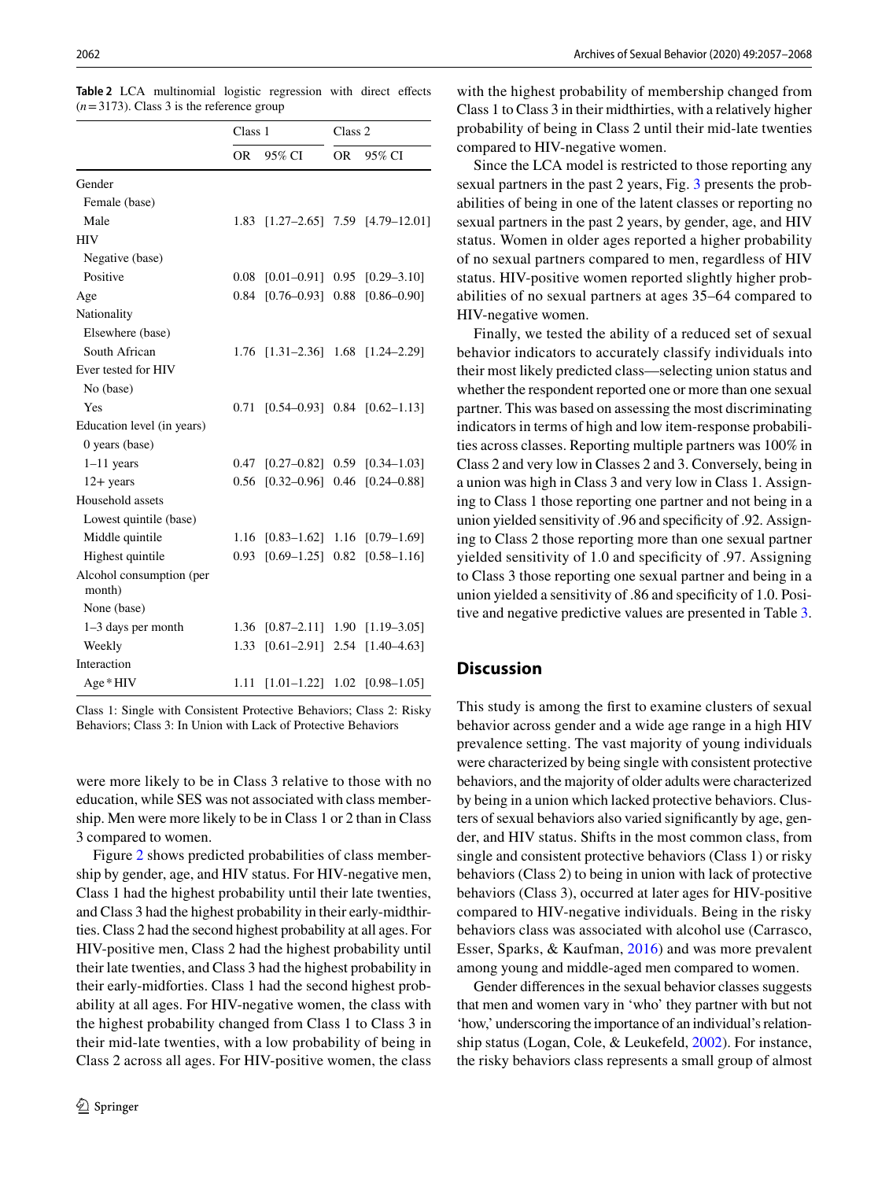**Table 2** LCA multinomial logistic regression with direct effects ($n = 3173$). Class 3 is the reference group

| | Class 1 | | Class 2 | |
|---|---|---|---|---|
| | OR | 95% CI | OR | 95% CI |
| Gender | | | | |
| Female (base) | | | | |
| Male | 1.83 | [1.27–2.65] | 7.59 | [4.79–12.01] |
| HIV | | | | |
| Negative (base) | | | | |
| Positive | 0.08 | [0.01–0.91] | 0.95 | [0.29–3.10] |
| Age | 0.84 | [0.76–0.93] | 0.88 | [0.86–0.90] |
| Nationality | | | | |
| Elsewhere (base) | | | | |
| South African | 1.76 | [1.31–2.36] | 1.68 | [1.24–2.29] |
| Ever tested for HIV | | | | |
| No (base) | | | | |
| Yes | 0.71 | [0.54–0.93] | 0.84 | [0.62–1.13] |
| Education level (in years) | | | | |
| 0 years (base) | | | | |
| 1–11 years | 0.47 | [0.27–0.82] | 0.59 | [0.34–1.03] |
| 12+ years | 0.56 | [0.32–0.96] | 0.46 | [0.24–0.88] |
| Household assets | | | | |
| Lowest quintile (base) | | | | |
| Middle quintile | 1.16 | [0.83–1.62] | 1.16 | [0.79–1.69] |
| Highest quintile | 0.93 | [0.69–1.25] | 0.82 | [0.58–1.16] |
| Alcohol consumption (per month) | | | | |
| None (base) | | | | |
| 1–3 days per month | 1.36 | [0.87–2.11] | 1.90 | [1.19–3.05] |
| Weekly | 1.33 | [0.61–2.91] | 2.54 | [1.40–4.63] |
| Interaction | | | | |
| Age*HIV | 1.11 | [1.01–1.22] | 1.02 | [0.98–1.05] |

Class 1: Single with Consistent Protective Behaviors; Class 2: Risky Behaviors; Class 3: In Union with Lack of Protective Behaviors

were more likely to be in Class 3 relative to those with no education, while SES was not associated with class membership. Men were more likely to be in Class 1 or 2 than in Class 3 compared to women.

Figure 2 shows predicted probabilities of class membership by gender, age, and HIV status. For HIV-negative men, Class 1 had the highest probability until their late twenties, and Class 3 had the highest probability in their early-midthirties. Class 2 had the second highest probability at all ages. For HIV-positive men, Class 2 had the highest probability until their late twenties, and Class 3 had the highest probability in their early-midforties. Class 1 had the second highest probability at all ages. For HIV-negative women, the class with the highest probability changed from Class 1 to Class 3 in their mid-late twenties, with a low probability of being in Class 2 across all ages. For HIV-positive women, the class with the highest probability of membership changed from Class 1 to Class 3 in their midthirties, with a relatively higher probability of being in Class 2 until their mid-late twenties compared to HIV-negative women.

Since the LCA model is restricted to those reporting any sexual partners in the past 2 years, Fig. 3 presents the probabilities of being in one of the latent classes or reporting no sexual partners in the past 2 years, by gender, age, and HIV status. Women in older ages reported a higher probability of no sexual partners compared to men, regardless of HIV status. HIV-positive women reported slightly higher probabilities of no sexual partners at ages 35–64 compared to HIV-negative women.

Finally, we tested the ability of a reduced set of sexual behavior indicators to accurately classify individuals into their most likely predicted class—selecting union status and whether the respondent reported one or more than one sexual partner. This was based on assessing the most discriminating indicators in terms of high and low item-response probabilities across classes. Reporting multiple partners was 100% in Class 2 and very low in Classes 2 and 3. Conversely, being in a union was high in Class 3 and very low in Class 1. Assigning to Class 1 those reporting one partner and not being in a union yielded sensitivity of .96 and specificity of .92. Assigning to Class 2 those reporting more than one sexual partner yielded sensitivity of 1.0 and specificity of .97. Assigning to Class 3 those reporting one sexual partner and being in a union yielded a sensitivity of .86 and specificity of 1.0. Positive and negative predictive values are presented in Table 3.

## Discussion

This study is among the first to examine clusters of sexual behavior across gender and a wide age range in a high HIV prevalence setting. The vast majority of young individuals were characterized by being single with consistent protective behaviors, and the majority of older adults were characterized by being in a union which lacked protective behaviors. Clusters of sexual behaviors also varied significantly by age, gender, and HIV status. Shifts in the most common class, from single and consistent protective behaviors (Class 1) or risky behaviors (Class 2) to being in union with lack of protective behaviors (Class 3), occurred at later ages for HIV-positive compared to HIV-negative individuals. Being in the risky behaviors class was associated with alcohol use (Carrasco, Esser, Sparks, & Kaufman, 2016) and was more prevalent among young and middle-aged men compared to women.

Gender differences in the sexual behavior classes suggests that men and women vary in 'who' they partner with but not 'how,' underscoring the importance of an individual's relationship status (Logan, Cole, & Leukefeld, 2002). For instance, the risky behaviors class represents a small group of almost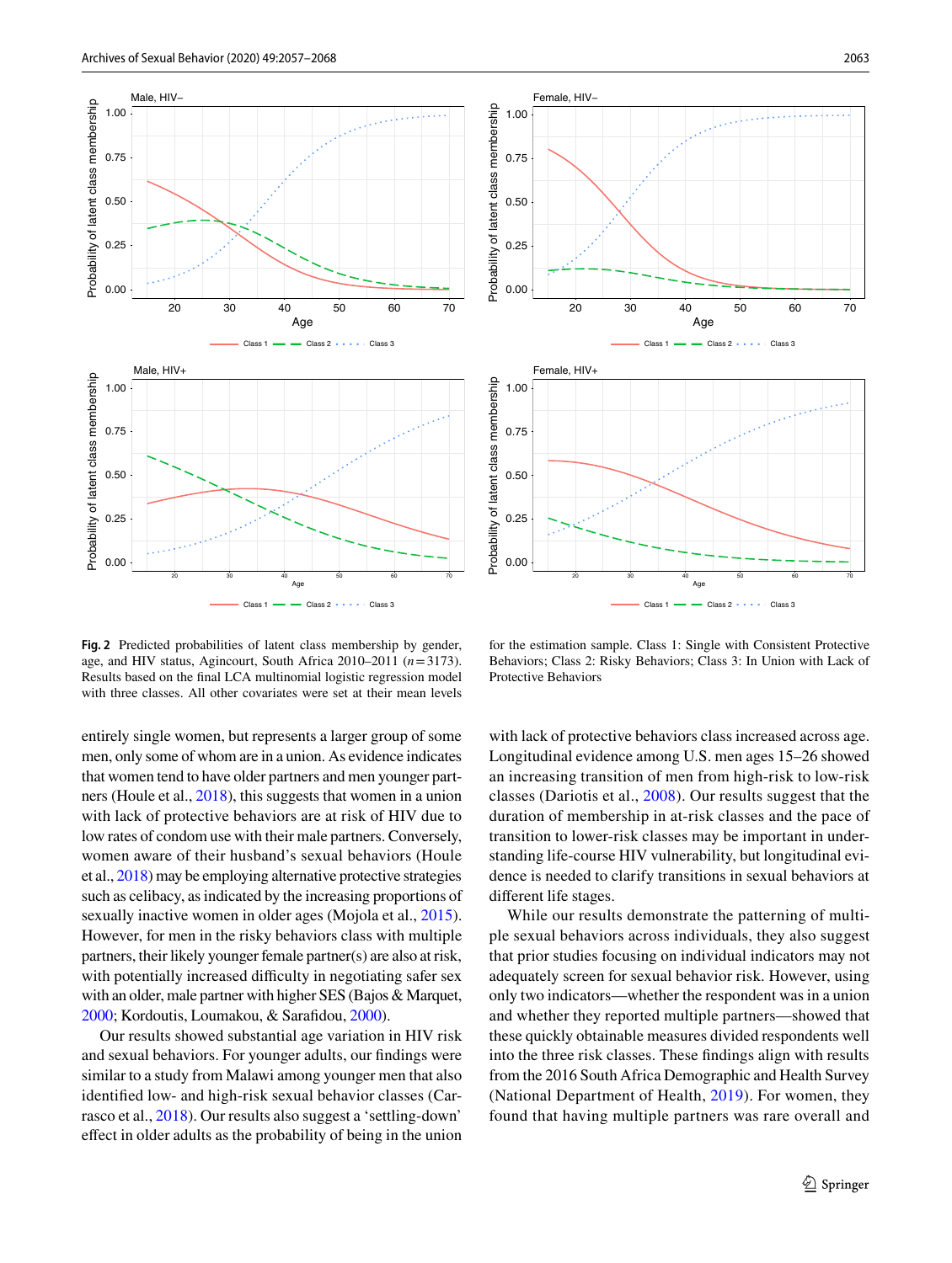**Fig. 2** Predicted probabilities of latent class membership by gender, age, and HIV status, Agincourt, South Africa 2010–2011 ($n=3173$). Results based on the final LCA multinomial logistic regression model with three classes. All other covariates were set at their mean levels for the estimation sample. Class 1: Single with Consistent Protective Behaviors; Class 2: Risky Behaviors; Class 3: In Union with Lack of Protective Behaviors

entirely single women, but represents a larger group of some men, only some of whom are in a union. As evidence indicates that women tend to have older partners and men younger partners (Houle et al., 2018), this suggests that women in a union with lack of protective behaviors are at risk of HIV due to low rates of condom use with their male partners. Conversely, women aware of their husband's sexual behaviors (Houle et al., 2018) may be employing alternative protective strategies such as celibacy, as indicated by the increasing proportions of sexually inactive women in older ages (Mojola et al., 2015). However, for men in the risky behaviors class with multiple partners, their likely younger female partner(s) are also at risk, with potentially increased difficulty in negotiating safer sex with an older, male partner with higher SES (Bajos & Marquet, 2000; Kordoutis, Loumakou, & Sarafidou, 2000).

Our results showed substantial age variation in HIV risk and sexual behaviors. For younger adults, our findings were similar to a study from Malawi among younger men that also identified low- and high-risk sexual behavior classes (Carrasco et al., 2018). Our results also suggest a 'settling-down' effect in older adults as the probability of being in the union with lack of protective behaviors class increased across age. Longitudinal evidence among U.S. men ages 15–26 showed an increasing transition of men from high-risk to low-risk classes (Dariotis et al., 2008). Our results suggest that the duration of membership in at-risk classes and the pace of transition to lower-risk classes may be important in understanding life-course HIV vulnerability, but longitudinal evidence is needed to clarify transitions in sexual behaviors at different life stages.

While our results demonstrate the patterning of multiple sexual behaviors across individuals, they also suggest that prior studies focusing on individual indicators may not adequately screen for sexual behavior risk. However, using only two indicators—whether the respondent was in a union and whether they reported multiple partners—showed that these quickly obtainable measures divided respondents well into the three risk classes. These findings align with results from the 2016 South Africa Demographic and Health Survey (National Department of Health, 2019). For women, they found that having multiple partners was rare overall and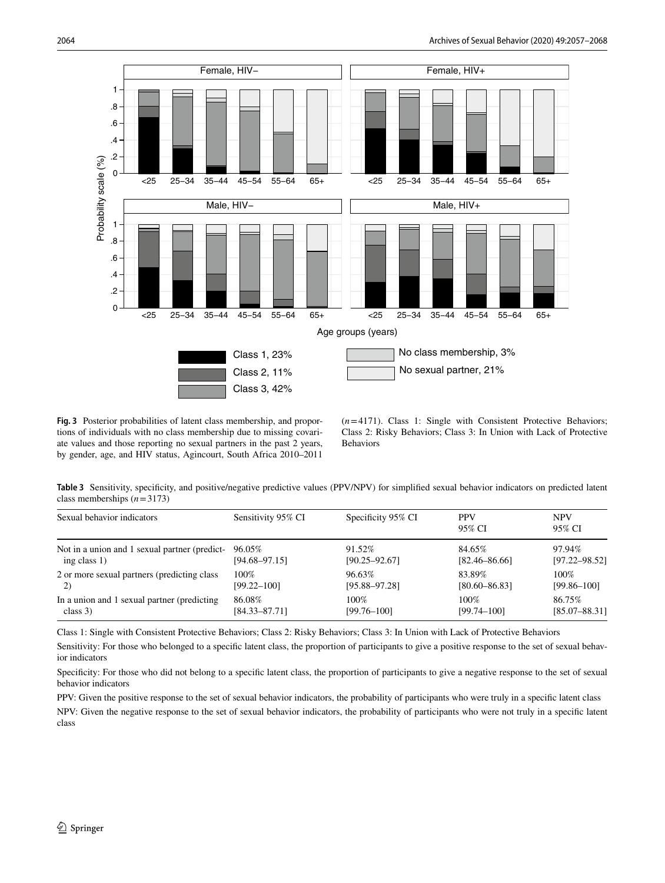Fig. 3 Posterior probabilities of latent class membership, and proportions of individuals with no class membership due to missing covariate values and those reporting no sexual partners in the past 2 years, by gender, age, and HIV status, Agincourt, South Africa 2010–2011 ($n = 4171$). Class 1: Single with Consistent Protective Behaviors; Class 2: Risky Behaviors; Class 3: In Union with Lack of Protective Behaviors

**Table 3** Sensitivity, specificity, and positive/negative predictive values (PPV/NPV) for simplified sexual behavior indicators on predicted latent class memberships ($n = 3173$)

| Sexual behavior indicators | Sensitivity 95% CI | Specificity 95% CI | PPV 95% CI | NPV 95% CI |
|---|---|---|---|---|
| Not in a union and 1 sexual partner (predicting class 1) | 96.05% [94.68–97.15] | 91.52% [90.25–92.67] | 84.65% [82.46–86.66] | 97.94% [97.22–98.52] |
| 2 or more sexual partners (predicting class 2) | 100% [99.22–100] | 96.63% [95.88–97.28] | 83.89% [80.60–86.83] | 100% [99.86–100] |
| In a union and 1 sexual partner (predicting class 3) | 86.08% [84.33–87.71] | 100% [99.76–100] | 100% [99.74–100] | 86.75% [85.07–88.31] |

Class 1: Single with Consistent Protective Behaviors; Class 2: Risky Behaviors; Class 3: In Union with Lack of Protective Behaviors

Sensitivity: For those who belonged to a specific latent class, the proportion of participants to give a positive response to the set of sexual behavior indicators

Specificity: For those who did not belong to a specific latent class, the proportion of participants to give a negative response to the set of sexual behavior indicators

PPV: Given the positive response to the set of sexual behavior indicators, the probability of participants who were truly in a specific latent class

NPV: Given the negative response to the set of sexual behavior indicators, the probability of participants who were not truly in a specific latent class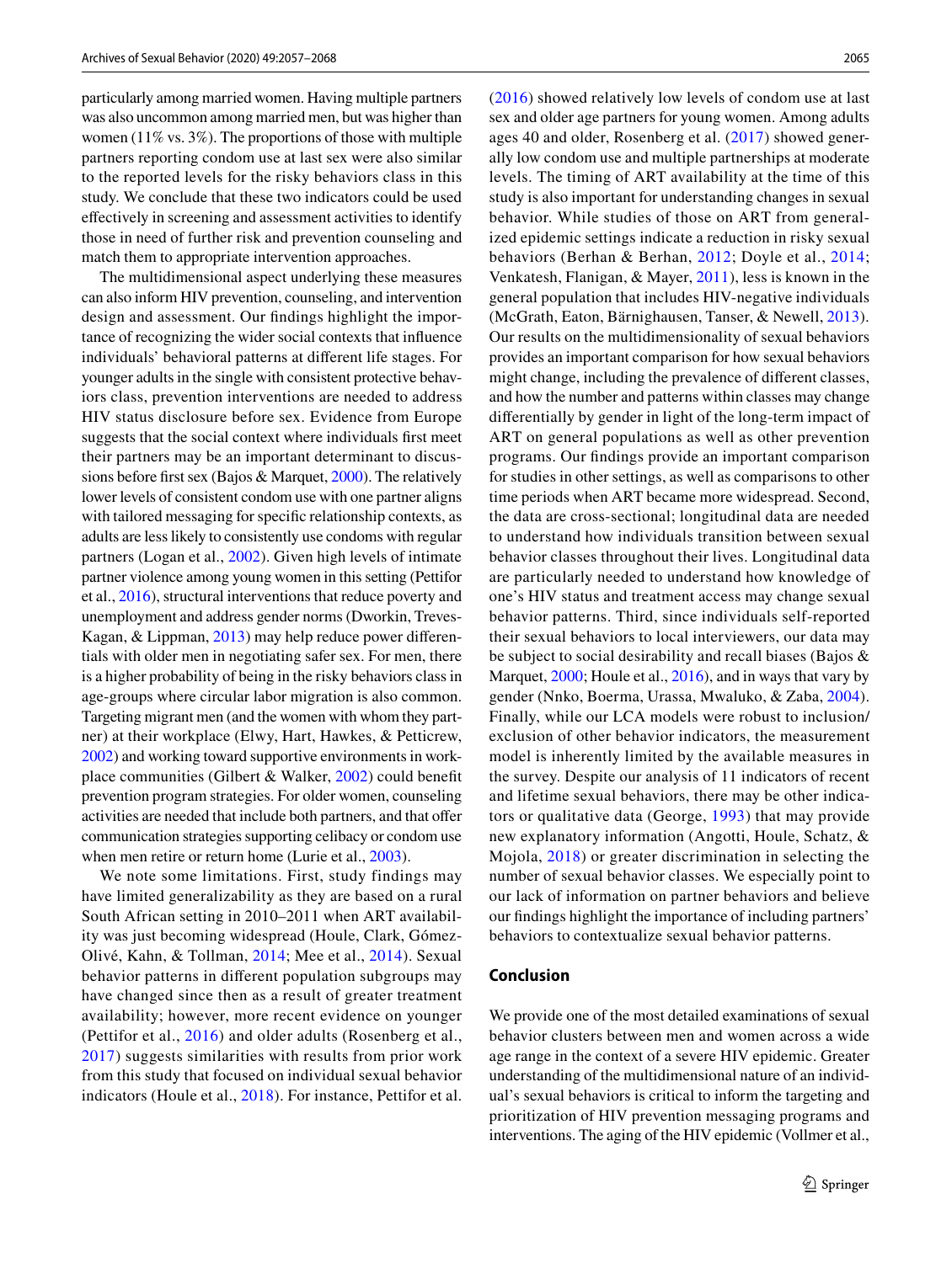particularly among married women. Having multiple partners was also uncommon among married men, but was higher than women (11% vs. 3%). The proportions of those with multiple partners reporting condom use at last sex were also similar to the reported levels for the risky behaviors class in this study. We conclude that these two indicators could be used effectively in screening and assessment activities to identify those in need of further risk and prevention counseling and match them to appropriate intervention approaches.

The multidimensional aspect underlying these measures can also inform HIV prevention, counseling, and intervention design and assessment. Our findings highlight the importance of recognizing the wider social contexts that influence individuals' behavioral patterns at different life stages. For younger adults in the single with consistent protective behaviors class, prevention interventions are needed to address HIV status disclosure before sex. Evidence from Europe suggests that the social context where individuals first meet their partners may be an important determinant to discussions before first sex (Bajos & Marquet, 2000). The relatively lower levels of consistent condom use with one partner aligns with tailored messaging for specific relationship contexts, as adults are less likely to consistently use condoms with regular partners (Logan et al., 2002). Given high levels of intimate partner violence among young women in this setting (Pettifor et al., 2016), structural interventions that reduce poverty and unemployment and address gender norms (Dworkin, Treves-Kagan, & Lippman, 2013) may help reduce power differentials with older men in negotiating safer sex. For men, there is a higher probability of being in the risky behaviors class in age-groups where circular labor migration is also common. Targeting migrant men (and the women with whom they partner) at their workplace (Elwy, Hart, Hawkes, & Petticrew, 2002) and working toward supportive environments in workplace communities (Gilbert & Walker, 2002) could benefit prevention program strategies. For older women, counseling activities are needed that include both partners, and that offer communication strategies supporting celibacy or condom use when men retire or return home (Lurie et al., 2003).

We note some limitations. First, study findings may have limited generalizability as they are based on a rural South African setting in 2010–2011 when ART availability was just becoming widespread (Houle, Clark, Gómez-Olivé, Kahn, & Tollman, 2014; Mee et al., 2014). Sexual behavior patterns in different population subgroups may have changed since then as a result of greater treatment availability; however, more recent evidence on younger (Pettifor et al., 2016) and older adults (Rosenberg et al., 2017) suggests similarities with results from prior work from this study that focused on individual sexual behavior indicators (Houle et al., 2018). For instance, Pettifor et al. (2016) showed relatively low levels of condom use at last sex and older age partners for young women. Among adults ages 40 and older, Rosenberg et al. (2017) showed generally low condom use and multiple partnerships at moderate levels. The timing of ART availability at the time of this study is also important for understanding changes in sexual behavior. While studies of those on ART from generalized epidemic settings indicate a reduction in risky sexual behaviors (Berhan & Berhan, 2012; Doyle et al., 2014; Venkatesh, Flanigan, & Mayer, 2011), less is known in the general population that includes HIV-negative individuals (McGrath, Eaton, Bärnighausen, Tanser, & Newell, 2013). Our results on the multidimensionality of sexual behaviors provides an important comparison for how sexual behaviors might change, including the prevalence of different classes, and how the number and patterns within classes may change differentially by gender in light of the long-term impact of ART on general populations as well as other prevention programs. Our findings provide an important comparison for studies in other settings, as well as comparisons to other time periods when ART became more widespread. Second, the data are cross-sectional; longitudinal data are needed to understand how individuals transition between sexual behavior classes throughout their lives. Longitudinal data are particularly needed to understand how knowledge of one's HIV status and treatment access may change sexual behavior patterns. Third, since individuals self-reported their sexual behaviors to local interviewers, our data may be subject to social desirability and recall biases (Bajos & Marquet, 2000; Houle et al., 2016), and in ways that vary by gender (Nnko, Boerma, Urassa, Mwaluko, & Zaba, 2004). Finally, while our LCA models were robust to inclusion/exclusion of other behavior indicators, the measurement model is inherently limited by the available measures in the survey. Despite our analysis of 11 indicators of recent and lifetime sexual behaviors, there may be other indicators or qualitative data (George, 1993) that may provide new explanatory information (Angotti, Houle, Schatz, & Mojola, 2018) or greater discrimination in selecting the number of sexual behavior classes. We especially point to our lack of information on partner behaviors and believe our findings highlight the importance of including partners' behaviors to contextualize sexual behavior patterns.

## Conclusion

We provide one of the most detailed examinations of sexual behavior clusters between men and women across a wide age range in the context of a severe HIV epidemic. Greater understanding of the multidimensional nature of an individual's sexual behaviors is critical to inform the targeting and prioritization of HIV prevention messaging programs and interventions. The aging of the HIV epidemic (Vollmer et al.,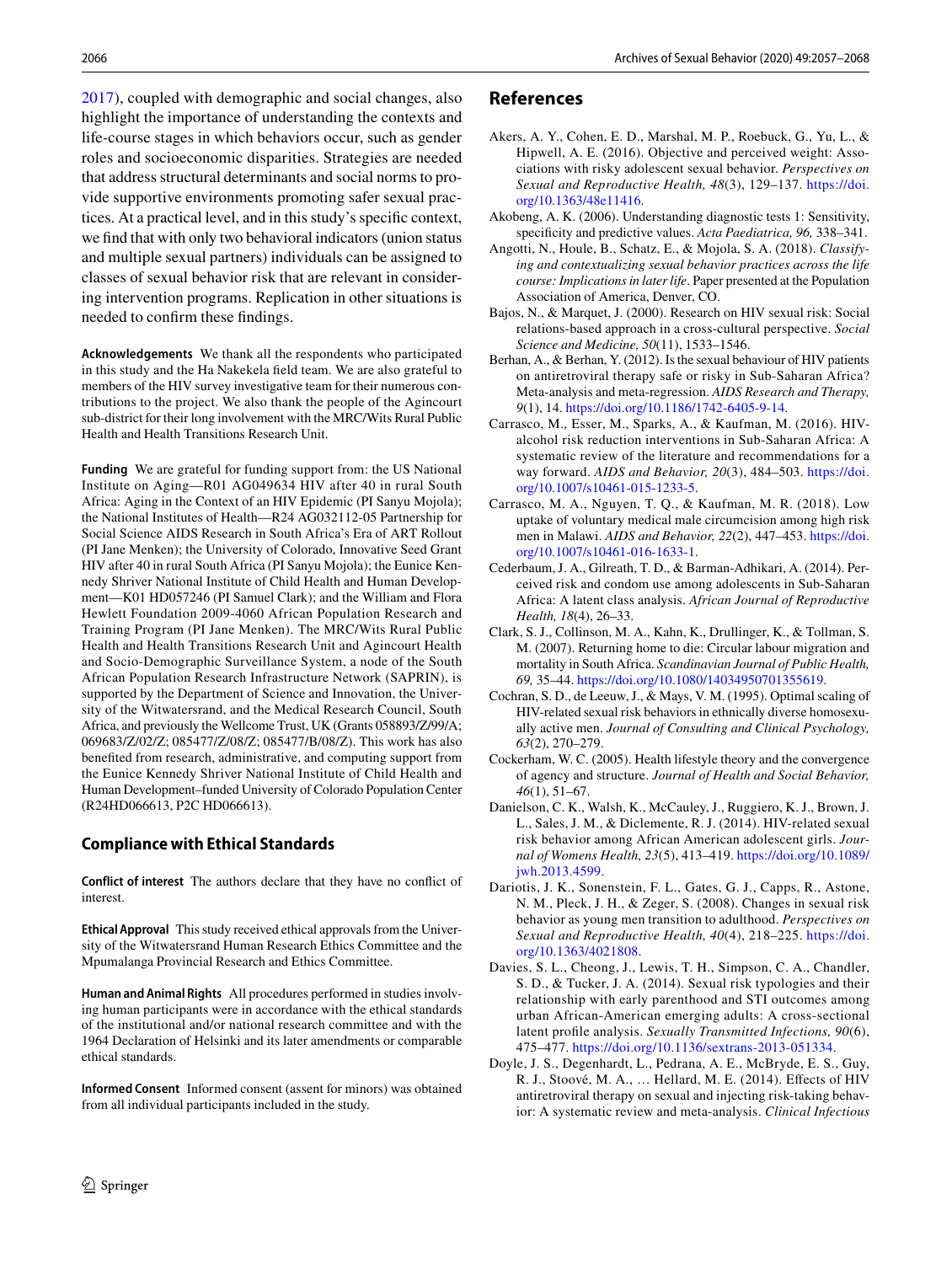2017), coupled with demographic and social changes, also highlight the importance of understanding the contexts and life-course stages in which behaviors occur, such as gender roles and socioeconomic disparities. Strategies are needed that address structural determinants and social norms to provide supportive environments promoting safer sexual practices. At a practical level, and in this study's specific context, we find that with only two behavioral indicators (union status and multiple sexual partners) individuals can be assigned to classes of sexual behavior risk that are relevant in considering intervention programs. Replication in other situations is needed to confirm these findings.

**Acknowledgements** We thank all the respondents who participated in this study and the Ha Nakekela field team. We are also grateful to members of the HIV survey investigative team for their numerous contributions to the project. We also thank the people of the Agincourt sub-district for their long involvement with the MRC/Wits Rural Public Health and Health Transitions Research Unit.

**Funding** We are grateful for funding support from: the US National Institute on Aging—R01 AG049634 HIV after 40 in rural South Africa: Aging in the Context of an HIV Epidemic (PI Sanyu Mojola); the National Institutes of Health—R24 AG032112-05 Partnership for Social Science AIDS Research in South Africa's Era of ART Rollout (PI Jane Menken); the University of Colorado, Innovative Seed Grant HIV after 40 in rural South Africa (PI Sanyu Mojola); the Eunice Kennedy Shriver National Institute of Child Health and Human Development—K01 HD057246 (PI Samuel Clark); and the William and Flora Hewlett Foundation 2009-4060 African Population Research and Training Program (PI Jane Menken). The MRC/Wits Rural Public Health and Health Transitions Research Unit and Agincourt Health and Socio-Demographic Surveillance System, a node of the South African Population Research Infrastructure Network (SAPRIN), is supported by the Department of Science and Innovation, the University of the Witwatersrand, and the Medical Research Council, South Africa, and previously the Wellcome Trust, UK (Grants 058893/Z/99/A; 069683/Z/02/Z; 085477/Z/08/Z; 085477/B/08/Z). This work has also benefited from research, administrative, and computing support from the Eunice Kennedy Shriver National Institute of Child Health and Human Development–funded University of Colorado Population Center (R24HD066613, P2C HD066613).

## Compliance with Ethical Standards

**Conflict of interest** The authors declare that they have no conflict of interest.

**Ethical Approval** This study received ethical approvals from the University of the Witwatersrand Human Research Ethics Committee and the Mpumalanga Provincial Research and Ethics Committee.

**Human and Animal Rights** All procedures performed in studies involving human participants were in accordance with the ethical standards of the institutional and/or national research committee and with the 1964 Declaration of Helsinki and its later amendments or comparable ethical standards.

**Informed Consent** Informed consent (assent for minors) was obtained from all individual participants included in the study.

## References

Akers, A. Y., Cohen, E. D., Marshal, M. P., Roebuck, G., Yu, L., & Hipwell, A. E. (2016). Objective and perceived weight: Associations with risky adolescent sexual behavior. *Perspectives on Sexual and Reproductive Health, 48*(3), 129–137. https://doi.org/10.1363/48e11416.

Akobeng, A. K. (2006). Understanding diagnostic tests 1: Sensitivity, specificity and predictive values. *Acta Paediatrica, 96,* 338–341.

Angotti, N., Houle, B., Schatz, E., & Mojola, S. A. (2018). *Classifying and contextualizing sexual behavior practices across the life course: Implications in later life*. Paper presented at the Population Association of America, Denver, CO.

Bajos, N., & Marquet, J. (2000). Research on HIV sexual risk: Social relations-based approach in a cross-cultural perspective. *Social Science and Medicine, 50*(11), 1533–1546.

Berhan, A., & Berhan, Y. (2012). Is the sexual behaviour of HIV patients on antiretroviral therapy safe or risky in Sub-Saharan Africa? Meta-analysis and meta-regression. *AIDS Research and Therapy, 9*(1), 14. https://doi.org/10.1186/1742-6405-9-14.

Carrasco, M., Esser, M., Sparks, A., & Kaufman, M. (2016). HIV-alcohol risk reduction interventions in Sub-Saharan Africa: A systematic review of the literature and recommendations for a way forward. *AIDS and Behavior, 20*(3), 484–503. https://doi.org/10.1007/s10461-015-1233-5.

Carrasco, M. A., Nguyen, T. Q., & Kaufman, M. R. (2018). Low uptake of voluntary medical male circumcision among high risk men in Malawi. *AIDS and Behavior, 22*(2), 447–453. https://doi.org/10.1007/s10461-016-1633-1.

Cederbaum, J. A., Gilreath, T. D., & Barman-Adhikari, A. (2014). Perceived risk and condom use among adolescents in Sub-Saharan Africa: A latent class analysis. *African Journal of Reproductive Health, 18*(4), 26–33.

Clark, S. J., Collinson, M. A., Kahn, K., Drullinger, K., & Tollman, S. M. (2007). Returning home to die: Circular labour migration and mortality in South Africa. *Scandinavian Journal of Public Health, 69,* 35–44. https://doi.org/10.1080/14034950701355619.

Cochran, S. D., de Leeuw, J., & Mays, V. M. (1995). Optimal scaling of HIV-related sexual risk behaviors in ethnically diverse homosexually active men. *Journal of Consulting and Clinical Psychology, 63*(2), 270–279.

Cockerham, W. C. (2005). Health lifestyle theory and the convergence of agency and structure. *Journal of Health and Social Behavior, 46*(1), 51–67.

Danielson, C. K., Walsh, K., McCauley, J., Ruggiero, K. J., Brown, J. L., Sales, J. M., & Diclemente, R. J. (2014). HIV-related sexual risk behavior among African American adolescent girls. *Journal of Womens Health, 23*(5), 413–419. https://doi.org/10.1089/jwh.2013.4599.

Dariotis, J. K., Sonenstein, F. L., Gates, G. J., Capps, R., Astone, N. M., Pleck, J. H., & Zeger, S. (2008). Changes in sexual risk behavior as young men transition to adulthood. *Perspectives on Sexual and Reproductive Health, 40*(4), 218–225. https://doi.org/10.1363/4021808.

Davies, S. L., Cheong, J., Lewis, T. H., Simpson, C. A., Chandler, S. D., & Tucker, J. A. (2014). Sexual risk typologies and their relationship with early parenthood and STI outcomes among urban African-American emerging adults: A cross-sectional latent profile analysis. *Sexually Transmitted Infections, 90*(6), 475–477. https://doi.org/10.1136/sextrans-2013-051334.

Doyle, J. S., Degenhardt, L., Pedrana, A. E., McBryde, E. S., Guy, R. J., Stoové, M. A., … Hellard, M. E. (2014). Effects of HIV antiretroviral therapy on sexual and injecting risk-taking behavior: A systematic review and meta-analysis. *Clinical Infectious*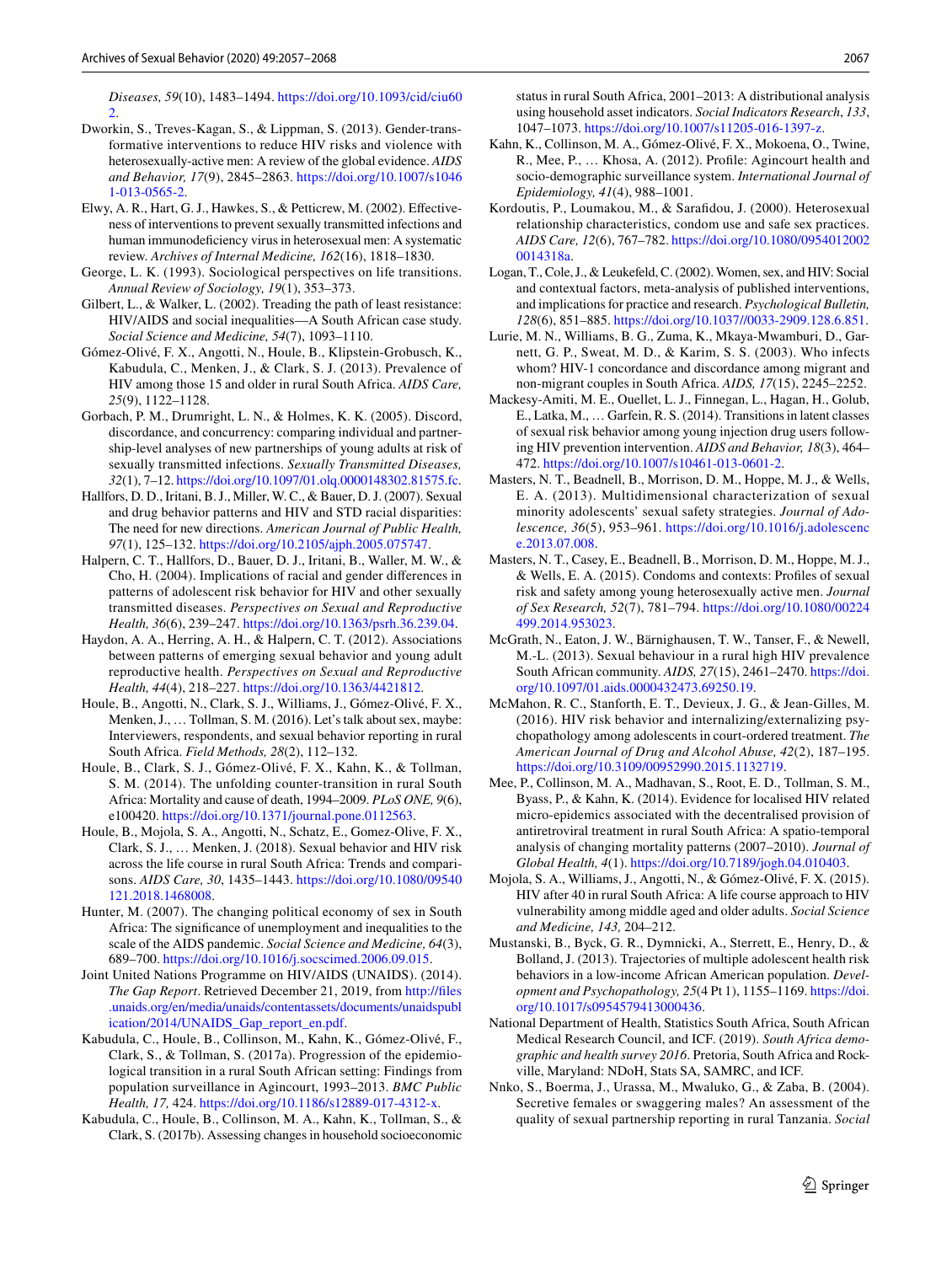*Diseases, 59*(10), 1483–1494. https://doi.org/10.1093/cid/ciu602.

Dworkin, S., Treves-Kagan, S., & Lippman, S. (2013). Gender-transformative interventions to reduce HIV risks and violence with heterosexually-active men: A review of the global evidence. *AIDS and Behavior, 17*(9), 2845–2863. https://doi.org/10.1007/s10461-013-0565-2.

Elwy, A. R., Hart, G. J., Hawkes, S., & Petticrew, M. (2002). Effectiveness of interventions to prevent sexually transmitted infections and human immunodeficiency virus in heterosexual men: A systematic review. *Archives of Internal Medicine, 162*(16), 1818–1830.

George, L. K. (1993). Sociological perspectives on life transitions. *Annual Review of Sociology, 19*(1), 353–373.

Gilbert, L., & Walker, L. (2002). Treading the path of least resistance: HIV/AIDS and social inequalities—A South African case study. *Social Science and Medicine, 54*(7), 1093–1110.

Gómez-Olivé, F. X., Angotti, N., Houle, B., Klipstein-Grobusch, K., Kabudula, C., Menken, J., & Clark, S. J. (2013). Prevalence of HIV among those 15 and older in rural South Africa. *AIDS Care, 25*(9), 1122–1128.

Gorbach, P. M., Drumright, L. N., & Holmes, K. K. (2005). Discord, discordance, and concurrency: comparing individual and partnership-level analyses of new partnerships of young adults at risk of sexually transmitted infections. *Sexually Transmitted Diseases, 32*(1), 7–12. https://doi.org/10.1097/01.olq.0000148302.81575.fc.

Hallfors, D. D., Iritani, B. J., Miller, W. C., & Bauer, D. J. (2007). Sexual and drug behavior patterns and HIV and STD racial disparities: The need for new directions. *American Journal of Public Health, 97*(1), 125–132. https://doi.org/10.2105/ajph.2005.075747.

Halpern, C. T., Hallfors, D., Bauer, D. J., Iritani, B., Waller, M. W., & Cho, H. (2004). Implications of racial and gender differences in patterns of adolescent risk behavior for HIV and other sexually transmitted diseases. *Perspectives on Sexual and Reproductive Health, 36*(6), 239–247. https://doi.org/10.1363/psrh.36.239.04.

Haydon, A. A., Herring, A. H., & Halpern, C. T. (2012). Associations between patterns of emerging sexual behavior and young adult reproductive health. *Perspectives on Sexual and Reproductive Health, 44*(4), 218–227. https://doi.org/10.1363/4421812.

Houle, B., Angotti, N., Clark, S. J., Williams, J., Gómez-Olivé, F. X., Menken, J., … Tollman, S. M. (2016). Let's talk about sex, maybe: Interviewers, respondents, and sexual behavior reporting in rural South Africa. *Field Methods, 28*(2), 112–132.

Houle, B., Clark, S. J., Gómez-Olivé, F. X., Kahn, K., & Tollman, S. M. (2014). The unfolding counter-transition in rural South Africa: Mortality and cause of death, 1994–2009. *PLoS ONE, 9*(6), e100420. https://doi.org/10.1371/journal.pone.0112563.

Houle, B., Mojola, S. A., Angotti, N., Schatz, E., Gomez-Olive, F. X., Clark, S. J., … Menken, J. (2018). Sexual behavior and HIV risk across the life course in rural South Africa: Trends and comparisons. *AIDS Care, 30*, 1435–1443. https://doi.org/10.1080/09540121.2018.1468008.

Hunter, M. (2007). The changing political economy of sex in South Africa: The significance of unemployment and inequalities to the scale of the AIDS pandemic. *Social Science and Medicine, 64*(3), 689–700. https://doi.org/10.1016/j.socscimed.2006.09.015.

Joint United Nations Programme on HIV/AIDS (UNAIDS). (2014). *The Gap Report*. Retrieved December 21, 2019, from http://files.unaids.org/en/media/unaids/contentassets/documents/unaidspublication/2014/UNAIDS_Gap_report_en.pdf.

Kabudula, C., Houle, B., Collinson, M., Kahn, K., Gómez-Olivé, F., Clark, S., & Tollman, S. (2017a). Progression of the epidemiological transition in a rural South African setting: Findings from population surveillance in Agincourt, 1993–2013. *BMC Public Health, 17,* 424. https://doi.org/10.1186/s12889-017-4312-x.

Kabudula, C., Houle, B., Collinson, M. A., Kahn, K., Tollman, S., & Clark, S. (2017b). Assessing changes in household socioeconomic status in rural South Africa, 2001–2013: A distributional analysis using household asset indicators. *Social Indicators Research*, *133*, 1047–1073. https://doi.org/10.1007/s11205-016-1397-z.

Kahn, K., Collinson, M. A., Gómez-Olivé, F. X., Mokoena, O., Twine, R., Mee, P., … Khosa, A. (2012). Profile: Agincourt health and socio-demographic surveillance system. *International Journal of Epidemiology, 41*(4), 988–1001.

Kordoutis, P., Loumakou, M., & Sarafidou, J. (2000). Heterosexual relationship characteristics, condom use and safe sex practices. *AIDS Care, 12*(6), 767–782. https://doi.org/10.1080/09540120020014318a.

Logan, T., Cole, J., & Leukefeld, C. (2002). Women, sex, and HIV: Social and contextual factors, meta-analysis of published interventions, and implications for practice and research. *Psychological Bulletin, 128*(6), 851–885. https://doi.org/10.1037//0033-2909.128.6.851.

Lurie, M. N., Williams, B. G., Zuma, K., Mkaya-Mwamburi, D., Garnett, G. P., Sweat, M. D., & Karim, S. S. (2003). Who infects whom? HIV-1 concordance and discordance among migrant and non-migrant couples in South Africa. *AIDS, 17*(15), 2245–2252.

Mackesy-Amiti, M. E., Ouellet, L. J., Finnegan, L., Hagan, H., Golub, E., Latka, M., … Garfein, R. S. (2014). Transitions in latent classes of sexual risk behavior among young injection drug users following HIV prevention intervention. *AIDS and Behavior, 18*(3), 464–472. https://doi.org/10.1007/s10461-013-0601-2.

Masters, N. T., Beadnell, B., Morrison, D. M., Hoppe, M. J., & Wells, E. A. (2013). Multidimensional characterization of sexual minority adolescents' sexual safety strategies. *Journal of Adolescence, 36*(5), 953–961. https://doi.org/10.1016/j.adolescence.2013.07.008.

Masters, N. T., Casey, E., Beadnell, B., Morrison, D. M., Hoppe, M. J., & Wells, E. A. (2015). Condoms and contexts: Profiles of sexual risk and safety among young heterosexually active men. *Journal of Sex Research, 52*(7), 781–794. https://doi.org/10.1080/00224499.2014.953023.

McGrath, N., Eaton, J. W., Bärnighausen, T. W., Tanser, F., & Newell, M.-L. (2013). Sexual behaviour in a rural high HIV prevalence South African community. *AIDS, 27*(15), 2461–2470. https://doi.org/10.1097/01.aids.0000432473.69250.19.

McMahon, R. C., Stanforth, E. T., Devieux, J. G., & Jean-Gilles, M. (2016). HIV risk behavior and internalizing/externalizing psychopathology among adolescents in court-ordered treatment. *The American Journal of Drug and Alcohol Abuse, 42*(2), 187–195. https://doi.org/10.3109/00952990.2015.1132719.

Mee, P., Collinson, M. A., Madhavan, S., Root, E. D., Tollman, S. M., Byass, P., & Kahn, K. (2014). Evidence for localised HIV related micro-epidemics associated with the decentralised provision of antiretroviral treatment in rural South Africa: A spatio-temporal analysis of changing mortality patterns (2007–2010). *Journal of Global Health, 4*(1). https://doi.org/10.7189/jogh.04.010403.

Mojola, S. A., Williams, J., Angotti, N., & Gómez-Olivé, F. X. (2015). HIV after 40 in rural South Africa: A life course approach to HIV vulnerability among middle aged and older adults. *Social Science and Medicine, 143,* 204–212.

Mustanski, B., Byck, G. R., Dymnicki, A., Sterrett, E., Henry, D., & Bolland, J. (2013). Trajectories of multiple adolescent health risk behaviors in a low-income African American population. *Development and Psychopathology, 25*(4 Pt 1), 1155–1169. https://doi.org/10.1017/s0954579413000436.

National Department of Health, Statistics South Africa, South African Medical Research Council, and ICF. (2019). *South Africa demographic and health survey 2016*. Pretoria, South Africa and Rockville, Maryland: NDoH, Stats SA, SAMRC, and ICF.

Nnko, S., Boerma, J., Urassa, M., Mwaluko, G., & Zaba, B. (2004). Secretive females or swaggering males? An assessment of the quality of sexual partnership reporting in rural Tanzania. *Social*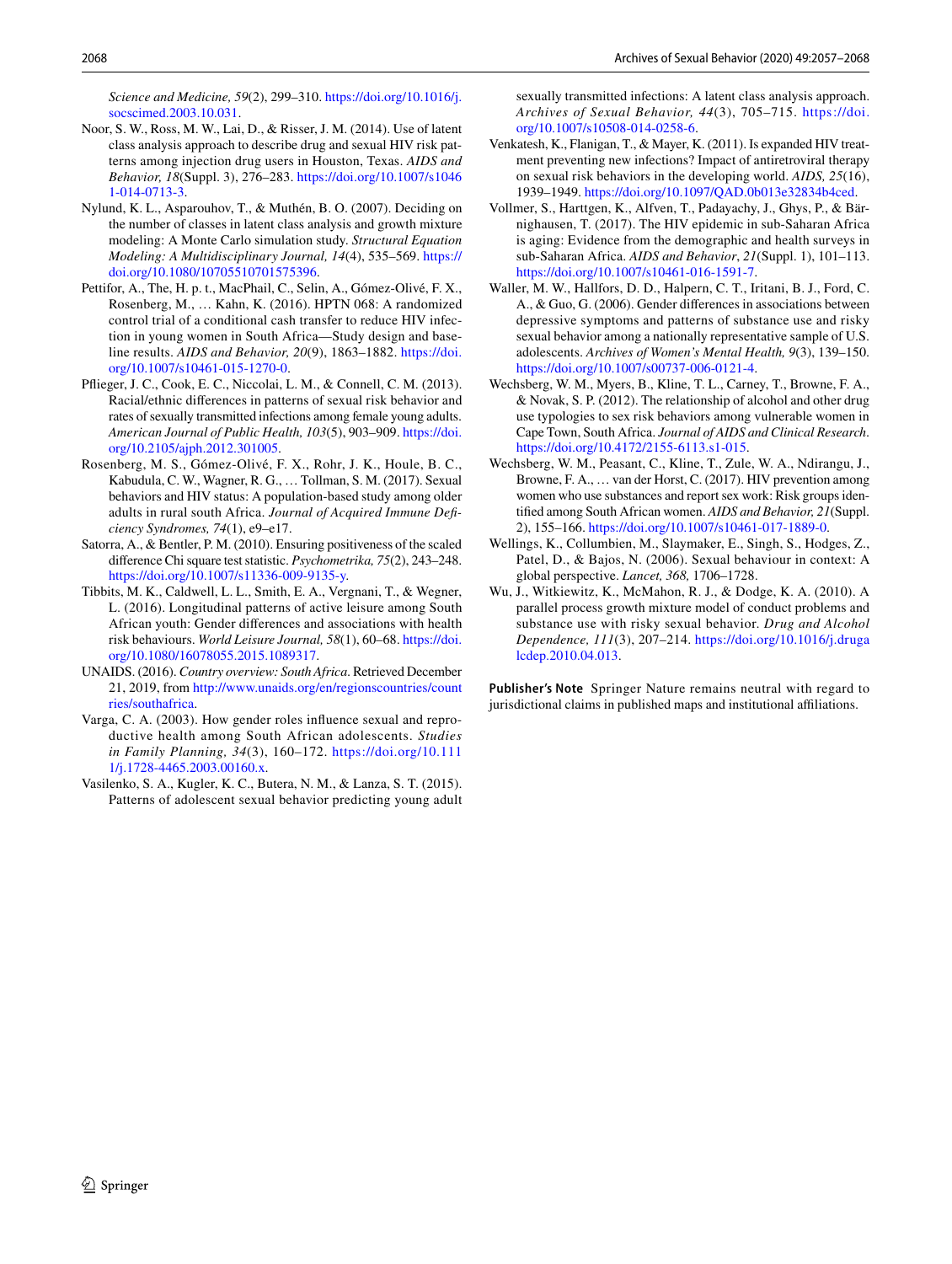*Science and Medicine, 59*(2), 299–310. https://doi.org/10.1016/j.socscimed.2003.10.031.

Noor, S. W., Ross, M. W., Lai, D., & Risser, J. M. (2014). Use of latent class analysis approach to describe drug and sexual HIV risk patterns among injection drug users in Houston, Texas. *AIDS and Behavior, 18*(Suppl. 3), 276–283. https://doi.org/10.1007/s10461-014-0713-3.

Nylund, K. L., Asparouhov, T., & Muthén, B. O. (2007). Deciding on the number of classes in latent class analysis and growth mixture modeling: A Monte Carlo simulation study. *Structural Equation Modeling: A Multidisciplinary Journal, 14*(4), 535–569. https://doi.org/10.1080/10705510701575396.

Pettifor, A., The, H. p. t., MacPhail, C., Selin, A., Gómez-Olivé, F. X., Rosenberg, M., … Kahn, K. (2016). HPTN 068: A randomized control trial of a conditional cash transfer to reduce HIV infection in young women in South Africa—Study design and baseline results. *AIDS and Behavior, 20*(9), 1863–1882. https://doi.org/10.1007/s10461-015-1270-0.

Pflieger, J. C., Cook, E. C., Niccolai, L. M., & Connell, C. M. (2013). Racial/ethnic differences in patterns of sexual risk behavior and rates of sexually transmitted infections among female young adults. *American Journal of Public Health, 103*(5), 903–909. https://doi.org/10.2105/ajph.2012.301005.

Rosenberg, M. S., Gómez-Olivé, F. X., Rohr, J. K., Houle, B. C., Kabudula, C. W., Wagner, R. G., … Tollman, S. M. (2017). Sexual behaviors and HIV status: A population-based study among older adults in rural south Africa. *Journal of Acquired Immune Deficiency Syndromes, 74*(1), e9–e17.

Satorra, A., & Bentler, P. M. (2010). Ensuring positiveness of the scaled difference Chi square test statistic. *Psychometrika, 75*(2), 243–248. https://doi.org/10.1007/s11336-009-9135-y.

Tibbits, M. K., Caldwell, L. L., Smith, E. A., Vergnani, T., & Wegner, L. (2016). Longitudinal patterns of active leisure among South African youth: Gender differences and associations with health risk behaviours. *World Leisure Journal, 58*(1), 60–68. https://doi.org/10.1080/16078055.2015.1089317.

UNAIDS. (2016). *Country overview: South Africa*. Retrieved December 21, 2019, from http://www.unaids.org/en/regionscountries/countries/southafrica.

Varga, C. A. (2003). How gender roles influence sexual and reproductive health among South African adolescents. *Studies in Family Planning, 34*(3), 160–172. https://doi.org/10.1111/j.1728-4465.2003.00160.x.

Vasilenko, S. A., Kugler, K. C., Butera, N. M., & Lanza, S. T. (2015). Patterns of adolescent sexual behavior predicting young adult sexually transmitted infections: A latent class analysis approach. *Archives of Sexual Behavior, 44*(3), 705–715. https://doi.org/10.1007/s10508-014-0258-6.

Venkatesh, K., Flanigan, T., & Mayer, K. (2011). Is expanded HIV treatment preventing new infections? Impact of antiretroviral therapy on sexual risk behaviors in the developing world. *AIDS, 25*(16), 1939–1949. https://doi.org/10.1097/QAD.0b013e32834b4ced.

Vollmer, S., Harttgen, K., Alfven, T., Padayachy, J., Ghys, P., & Bärnighausen, T. (2017). The HIV epidemic in sub-Saharan Africa is aging: Evidence from the demographic and health surveys in sub-Saharan Africa. *AIDS and Behavior*, *21*(Suppl. 1), 101–113. https://doi.org/10.1007/s10461-016-1591-7.

Waller, M. W., Hallfors, D. D., Halpern, C. T., Iritani, B. J., Ford, C. A., & Guo, G. (2006). Gender differences in associations between depressive symptoms and patterns of substance use and risky sexual behavior among a nationally representative sample of U.S. adolescents. *Archives of Women's Mental Health, 9*(3), 139–150. https://doi.org/10.1007/s00737-006-0121-4.

Wechsberg, W. M., Myers, B., Kline, T. L., Carney, T., Browne, F. A., & Novak, S. P. (2012). The relationship of alcohol and other drug use typologies to sex risk behaviors among vulnerable women in Cape Town, South Africa. *Journal of AIDS and Clinical Research*. https://doi.org/10.4172/2155-6113.s1-015.

Wechsberg, W. M., Peasant, C., Kline, T., Zule, W. A., Ndirangu, J., Browne, F. A., … van der Horst, C. (2017). HIV prevention among women who use substances and report sex work: Risk groups identified among South African women. *AIDS and Behavior, 21*(Suppl. 2), 155–166. https://doi.org/10.1007/s10461-017-1889-0.

Wellings, K., Collumbien, M., Slaymaker, E., Singh, S., Hodges, Z., Patel, D., & Bajos, N. (2006). Sexual behaviour in context: A global perspective. *Lancet, 368,* 1706–1728.

Wu, J., Witkiewitz, K., McMahon, R. J., & Dodge, K. A. (2010). A parallel process growth mixture model of conduct problems and substance use with risky sexual behavior. *Drug and Alcohol Dependence, 111*(3), 207–214. https://doi.org/10.1016/j.drugalcdep.2010.04.013.

**Publisher's Note** Springer Nature remains neutral with regard to jurisdictional claims in published maps and institutional affiliations.